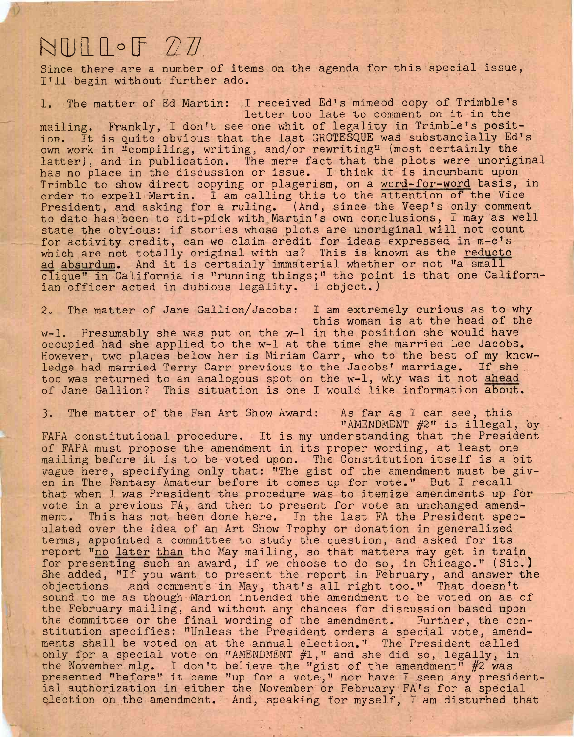# NULL-F 27

Since there are a number of items on the agenda for this special issue, I'll begin without further ado.

1. The matter of Ed Martin: I received Ed's mimeod copy of Trimble's letter too late to comment on it in the mailing. Frankly, I don't see one whit of legality in Trimble's position. It is quite obvious that the last GROTESQUE was substancially Ed's own work in "compiling, writing, and/or rewriting" (most certainly the latter), and in publication. The mere fact that the plots were unoriginal has no place in the discussion or issue. I think it is incumbant upon Trimble to show direct copying or plagerism, on a word-for-word basis, in order to expell Martin. I am calling this to the attention of the Vice President, and asking for a ruling. (And, since the Veep's only comment to date has been to nit-pick with Martin's own conclusions, I may as well state the obvious: if stories whose plots are unoriginal will not count for activity credit, can we claim credit for ideas expressed in m-c's which are not totally original with us? This is known as the reducto ad absurdum. And it is certainly immaterial whether or not "a small clique" in California is "running things;" the point is that one Californian officer acted in dubious legality. I object.)

2. The matter of Jane Gallion/Jacobs: I am extremely curious as to why this woman is at the head of the w-l. Presumably she was put on the w-l in the position she would have occupied had she applied to the w-l at the time she married Lee Jacobs. However, two places below her is Miriam Carr, who to the best of my knowledge had married Terry Carr previous to the Jacobs' marriage. If she too was returned to an analogous spot on the w-l, why was it not ahead of Jane Gallion? This situation is one I would like information about.

3. The matter of the Fan Art Show Award: As far as I can see, this "AMENDMENT #2" is illegal, by FAPA constitutional procedure. It is my understanding that the President of FAPA must propose the amendment in its proper wording, at least one mailing before it is to be voted upon. The Constitution itself is a bit vague here, specifying only that: "The gist of the amendment must be given in The Fantasy Amateur before it comes up for vote." But I recall that when I was President the procedure was to itemize amendments up for vote in a previous FA, and then to present for vote an unchanged amendment. This has not been done here. In the last FA the President speculated over the idea of an Art Show Trophy or donation in generalized terms, appointed a committee to study the question, and asked for its report "no later than the May mailing, so that matters may get in train for presenting such an award, if we choose to do so, in Chicago." (Sic.) She added, "If you want to present the report in February, and answer the objections and comments in May, that's all right too." That doesn't sound to me as though Marion intended the amendment to be voted on as of the February mailing, and without any chances for discussion based upon the committee or the final wording of the amendment. Further, the constitution specifies: "Unless the President orders a special vote, amendments shall be voted on at the annual election." The President called only for a special vote on "AMENDMENT #1," and she did so, legally, in the November mlg. I don't believe the "gist of the amendment" #2 was presented "before" it came "up for a vote," nor have I seen any presidential authorization in either the November or February FA's for a special election on the amendment. And, speaking for myself, I am disturbed that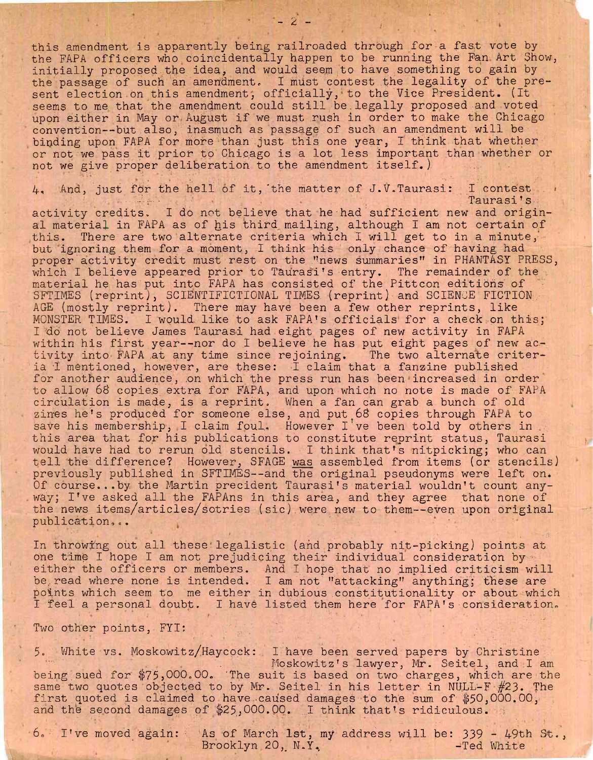this amendment is apparently being railroaded through for a fast vote by the FAPA officers who coincidentally happen to be running the Fan Art Show, initially proposed the idea, and would seem to have something to gain by the passage of such an amendment. I must contest the legality of the present election on this amendment, officially, to the Vice President. (It seems to me that the amendment could still be legally proposed and voted upon either in May or August if we must rush in order to make the Chicago convention--but also, inasmuch as passage of such an amendment will be binding upon FAPA for more than just this one year, I think that whether or not we pass it prior to Chicago is a lot less important than whether or not we give proper deliberation to the amendment itself.)

4. And, just for the hell of it, the matter of J.V.Taurasi: I contest Taurasi's activity credits. I do not believe that he had sufficient new and original material in FAPA as of his third mailing, although I am not certain of this. There are two alternate criteria which I will get to in a minute, but ignoring them for a moment, I think his only chance of having had proper activity credit must rest on the "news summaries" in PHANTASY PRESS, which I believe appeared prior to Taurasi's entry. The remainder of the material he has put into FAPA has consisted of the Pittcon editions of SFTIMES (reprint), SCIENTIFICTIONAL TIMES (reprint) and SCIENCE FICTION AGE (mostly reprint). There may have been a few other reprints, like MONSTER TIMES. I would like to ask FAPA's officials for a check on this; I do not believe James Taurasi had eight pages of new activity in FAPA within his first year--nor do I believe he has put eight pages of new activity into FAPA at any time since rejoining. The two alternate criteria I mentioned, however, are these: I claim that a fanzine published for another audience, on which the press run has been increased in order to allow 68 copies extra for FAPA, and upon which no note is made of FAPA circulation is made, is a reprint. When a fan can grab a bunch of old zines he's produced for someone else, and put 68 copies through FAPA to save his membership, I claim foul. However I've been told by others in this area that for his publications to constitute reprint status, Taurasi would have had to rerun old stencils. I think that's nitpicking; who can tell the difference? However, SFAGE was assembled from items (or stencils) previously published in SFTIMES--and the original pseudonyms were left on. Of course...by the Martin precident Taurasi's material wouldn't count anyway; I've asked all the FAPAns in this area, and they agree that none of the news items/articles/sotries (sic) were new to them--even upon original publication...

In throwing out all these legalistic (and probably nit-picking) points at one time I hope I am not prejudicing their individual consideration by either the officers or members. And I hope that no implied criticism will be read where none is intended. I am not "attacking" anything; these are points which seem to me either in dubious constitutionality or about which I feel a personal doubt. I have listed them here for FAPA's consideration.

Two other points, FYI:

5. White vs. Moskowitz/Haycock: I have been served papers by Christine Moskowitz's lawyer, Mr. Seitel, and I am being sued for $75,000.00. The suit is based on two charges, which are the same two quotes objected to by Mr. Seitel in his letter in NULL-F #23. The first quoted is claimed to have caused damages to the sum of $50,000.00, and the second damages of $25,000.00. I think that's ridiculous.

6. I've moved again: As of March 1st, my address will be: 339 - 49th St., Brooklyn 20, N.Y.

-Ted White